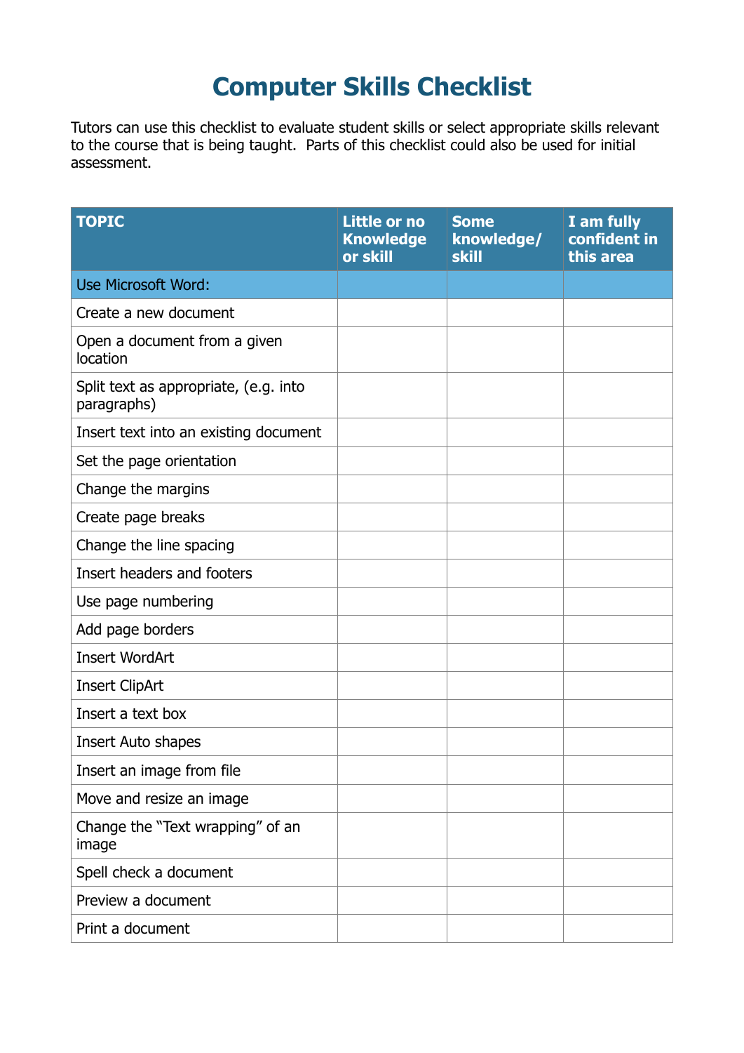# Computer Skills Checklist

Tutors can use this checklist to evaluate student skills or select appropriate skills relevant to the course that is being taught. Parts of this checklist could also be used for initial assessment.

| TOPIC | Little or no Knowledge or skill | Some knowledge/ skill | I am fully confident in this area |
|---|---|---|---|
| Use Microsoft Word: | | | |
| Create a new document | | | |
| Open a document from a given location | | | |
| Split text as appropriate, (e.g. into paragraphs) | | | |
| Insert text into an existing document | | | |
| Set the page orientation | | | |
| Change the margins | | | |
| Create page breaks | | | |
| Change the line spacing | | | |
| Insert headers and footers | | | |
| Use page numbering | | | |
| Add page borders | | | |
| Insert WordArt | | | |
| Insert ClipArt | | | |
| Insert a text box | | | |
| Insert Auto shapes | | | |
| Insert an image from file | | | |
| Move and resize an image | | | |
| Change the "Text wrapping" of an image | | | |
| Spell check a document | | | |
| Preview a document | | | |
| Print a document | | | |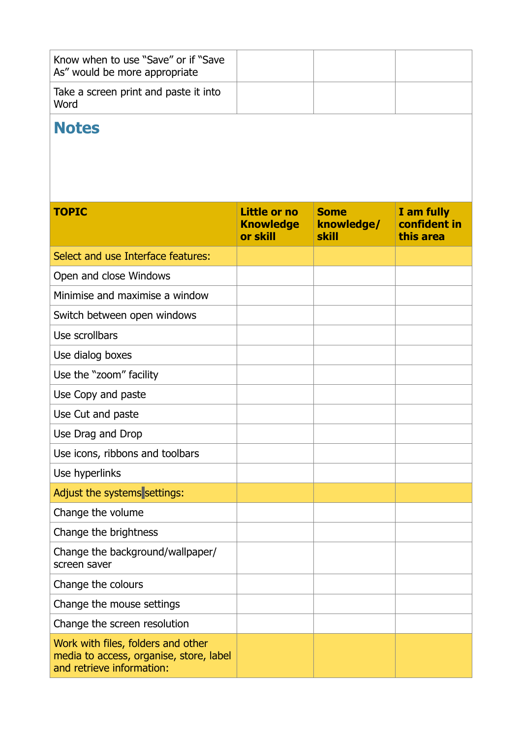| | | | |
|---|---|---|---|
| Know when to use “Save” or if “Save As” would be more appropriate | | | |
| Take a screen print and paste it into Word | | | |

## Notes

| TOPIC | Little or no Knowledge or skill | Some knowledge/ skill | I am fully confident in this area |
|---|---|---|---|
| Select and use Interface features: | | | |
| Open and close Windows | | | |
| Minimise and maximise a window | | | |
| Switch between open windows | | | |
| Use scrollbars | | | |
| Use dialog boxes | | | |
| Use the “zoom” facility | | | |
| Use Copy and paste | | | |
| Use Cut and paste | | | |
| Use Drag and Drop | | | |
| Use icons, ribbons and toolbars | | | |
| Use hyperlinks | | | |
| Adjust the systems settings: | | | |
| Change the volume | | | |
| Change the brightness | | | |
| Change the background/wallpaper/ screen saver | | | |
| Change the colours | | | |
| Change the mouse settings | | | |
| Change the screen resolution | | | |
| Work with files, folders and other media to access, organise, store, label and retrieve information: | | | |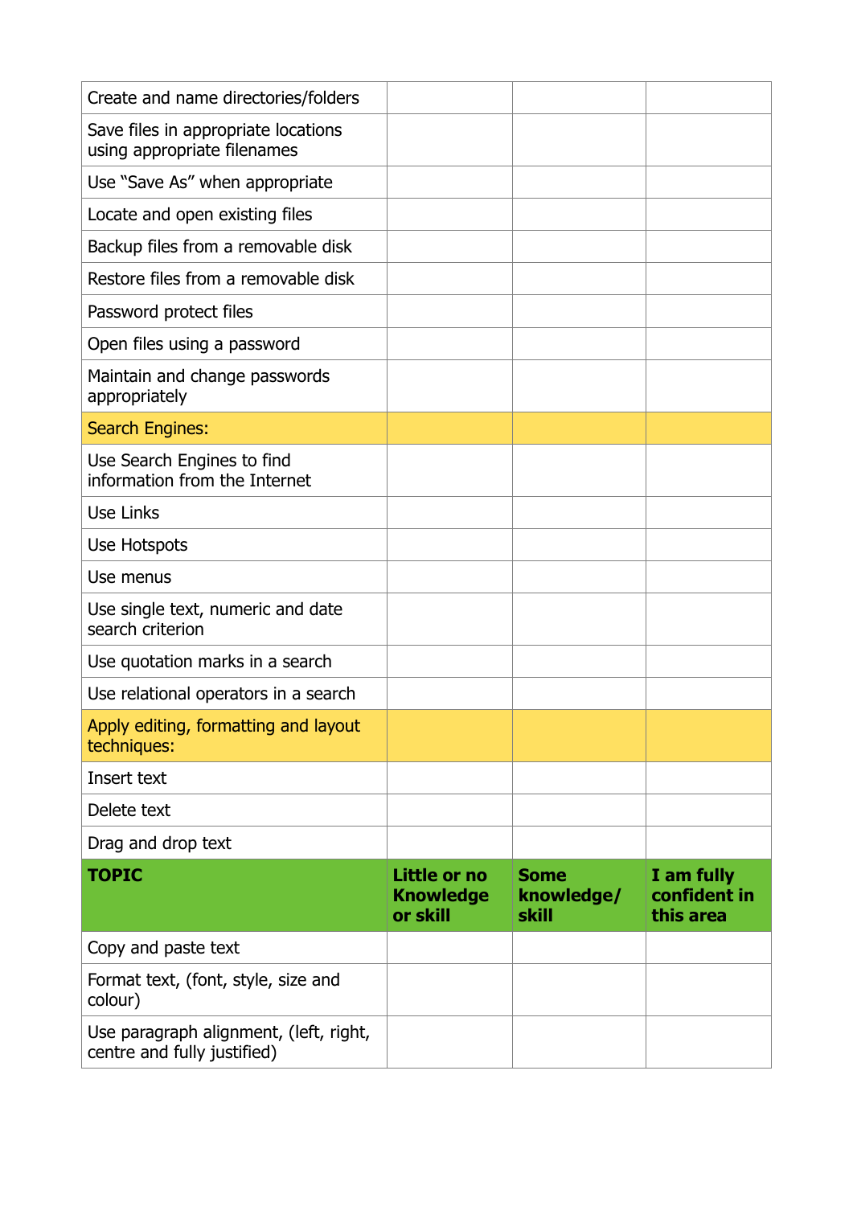| Create and name directories/folders | | | |
|---|---|---|---|
| Save files in appropriate locations using appropriate filenames | | | |
| Use "Save As" when appropriate | | | |
| Locate and open existing files | | | |
| Backup files from a removable disk | | | |
| Restore files from a removable disk | | | |
| Password protect files | | | |
| Open files using a password | | | |
| Maintain and change passwords appropriately | | | |
| Search Engines: | | | |
| Use Search Engines to find information from the Internet | | | |
| Use Links | | | |
| Use Hotspots | | | |
| Use menus | | | |
| Use single text, numeric and date search criterion | | | |
| Use quotation marks in a search | | | |
| Use relational operators in a search | | | |
| Apply editing, formatting and layout techniques: | | | |
| Insert text | | | |
| Delete text | | | |
| Drag and drop text | | | |

| **TOPIC** | **Little or no Knowledge or skill** | **Some knowledge/ skill** | **I am fully confident in this area** |
|---|---|---|---|
| Copy and paste text | | | |
| Format text, (font, style, size and colour) | | | |
| Use paragraph alignment, (left, right, centre and fully justified) | | | |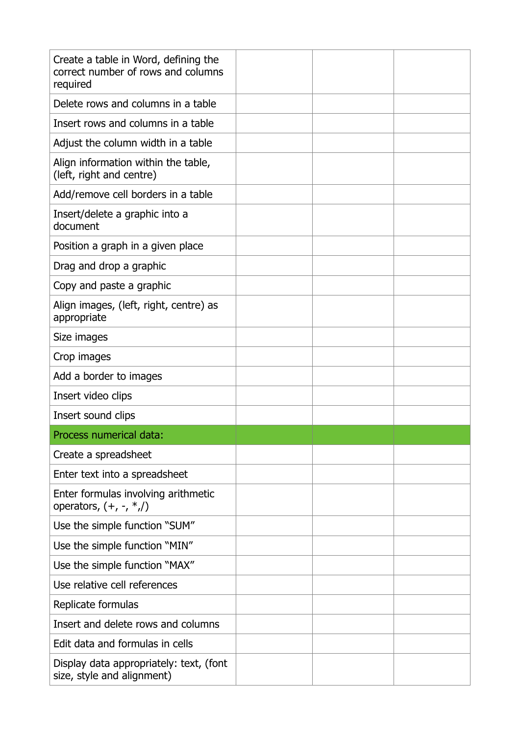| | | | |
|---|---|---|---|
| Create a table in Word, defining the correct number of rows and columns required | | | |
| Delete rows and columns in a table | | | |
| Insert rows and columns in a table | | | |
| Adjust the column width in a table | | | |
| Align information within the table, (left, right and centre) | | | |
| Add/remove cell borders in a table | | | |
| Insert/delete a graphic into a document | | | |
| Position a graph in a given place | | | |
| Drag and drop a graphic | | | |
| Copy and paste a graphic | | | |
| Align images, (left, right, centre) as appropriate | | | |
| Size images | | | |
| Crop images | | | |
| Add a border to images | | | |
| Insert video clips | | | |
| Insert sound clips | | | |
| Process numerical data: | | | |
| Create a spreadsheet | | | |
| Enter text into a spreadsheet | | | |
| Enter formulas involving arithmetic operators, (+, -, *,/) | | | |
| Use the simple function "SUM" | | | |
| Use the simple function "MIN" | | | |
| Use the simple function "MAX" | | | |
| Use relative cell references | | | |
| Replicate formulas | | | |
| Insert and delete rows and columns | | | |
| Edit data and formulas in cells | | | |
| Display data appropriately: text, (font size, style and alignment) | | | |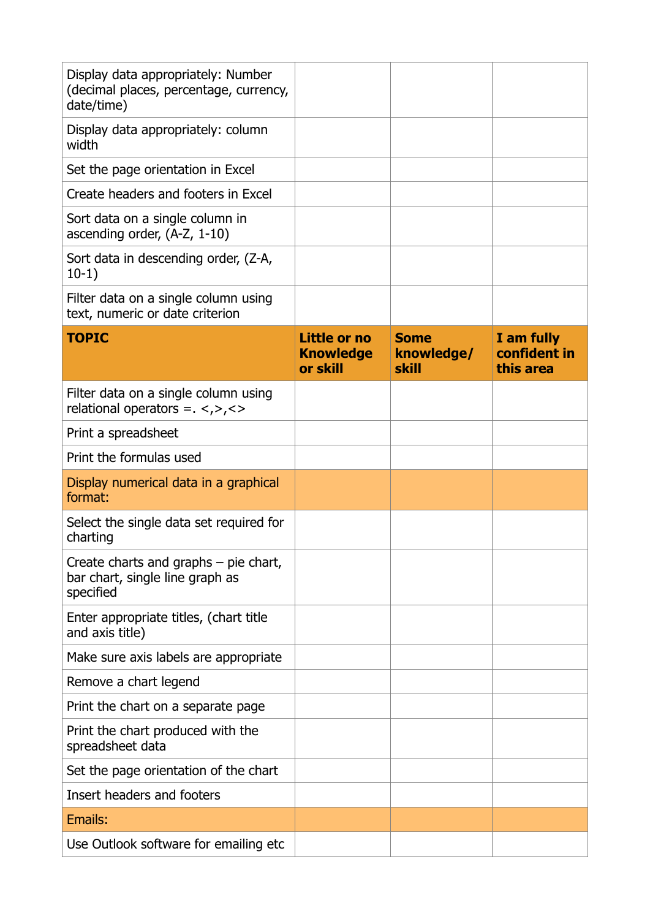| | | | |
|---|---|---|---|
| Display data appropriately: Number (decimal places, percentage, currency, date/time) | | | |
| Display data appropriately: column width | | | |
| Set the page orientation in Excel | | | |
| Create headers and footers in Excel | | | |
| Sort data on a single column in ascending order, (A-Z, 1-10) | | | |
| Sort data in descending order, (Z-A, 10-1) | | | |
| Filter data on a single column using text, numeric or date criterion | | | |

| **TOPIC** | **Little or no Knowledge or skill** | **Some knowledge/ skill** | **I am fully confident in this area** |
|---|---|---|---|
| Filter data on a single column using relational operators =. <,>,<> | | | |
| Print a spreadsheet | | | |
| Print the formulas used | | | |
| Display numerical data in a graphical format: | | | |
| Select the single data set required for charting | | | |
| Create charts and graphs – pie chart, bar chart, single line graph as specified | | | |
| Enter appropriate titles, (chart title and axis title) | | | |
| Make sure axis labels are appropriate | | | |
| Remove a chart legend | | | |
| Print the chart on a separate page | | | |
| Print the chart produced with the spreadsheet data | | | |
| Set the page orientation of the chart | | | |
| Insert headers and footers | | | |
| Emails: | | | |
| Use Outlook software for emailing etc | | | |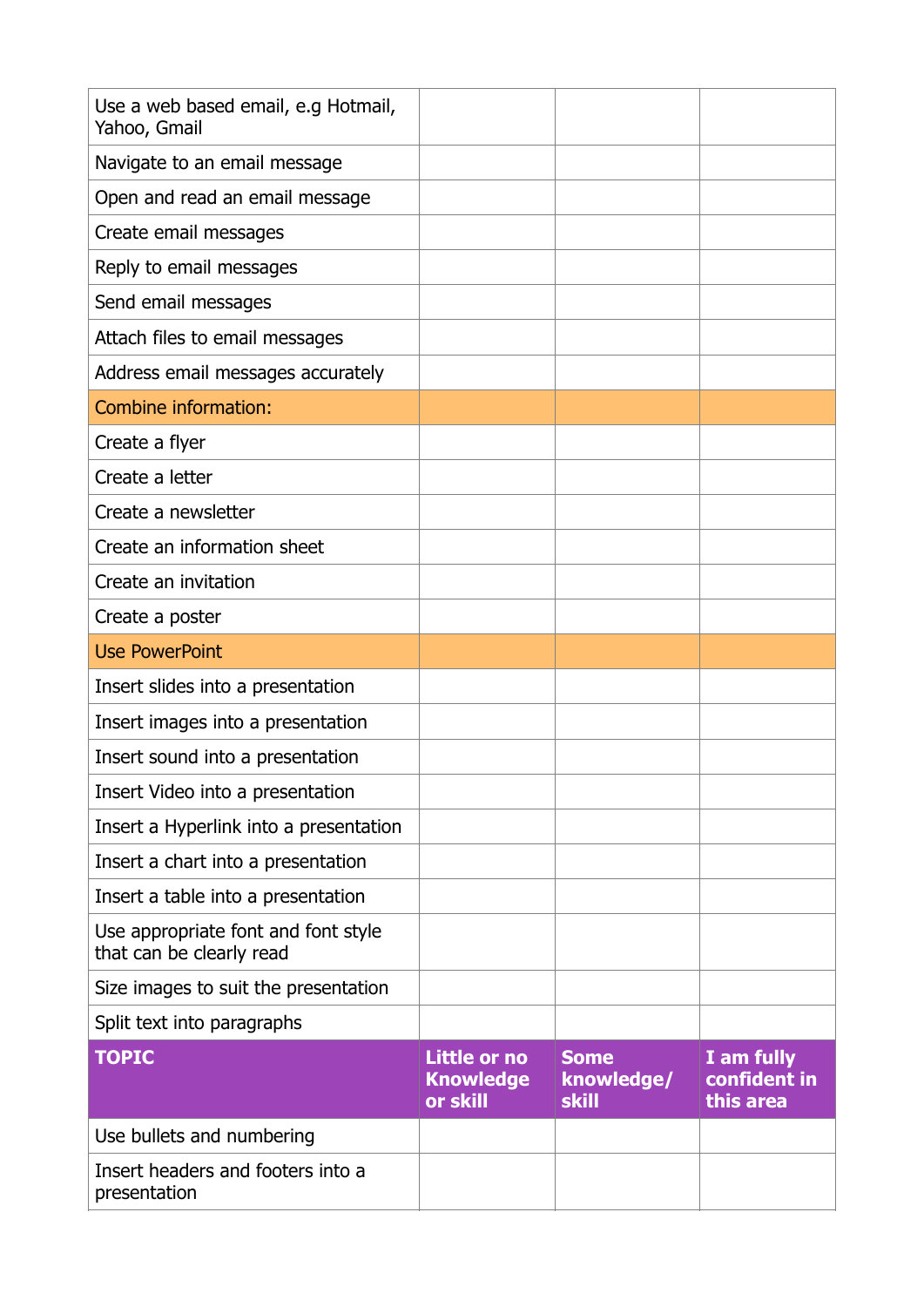| | | | |
|---|---|---|---|
| Use a web based email, e.g Hotmail, Yahoo, Gmail | | | |
| Navigate to an email message | | | |
| Open and read an email message | | | |
| Create email messages | | | |
| Reply to email messages | | | |
| Send email messages | | | |
| Attach files to email messages | | | |
| Address email messages accurately | | | |
| Combine information: | | | |
| Create a flyer | | | |
| Create a letter | | | |
| Create a newsletter | | | |
| Create an information sheet | | | |
| Create an invitation | | | |
| Create a poster | | | |
| Use PowerPoint | | | |
| Insert slides into a presentation | | | |
| Insert images into a presentation | | | |
| Insert sound into a presentation | | | |
| Insert Video into a presentation | | | |
| Insert a Hyperlink into a presentation | | | |
| Insert a chart into a presentation | | | |
| Insert a table into a presentation | | | |
| Use appropriate font and font style that can be clearly read | | | |
| Size images to suit the presentation | | | |
| Split text into paragraphs | | | |

| **TOPIC** | **Little or no Knowledge or skill** | **Some knowledge/ skill** | **I am fully confident in this area** |
|---|---|---|---|
| Use bullets and numbering | | | |
| Insert headers and footers into a presentation | | | |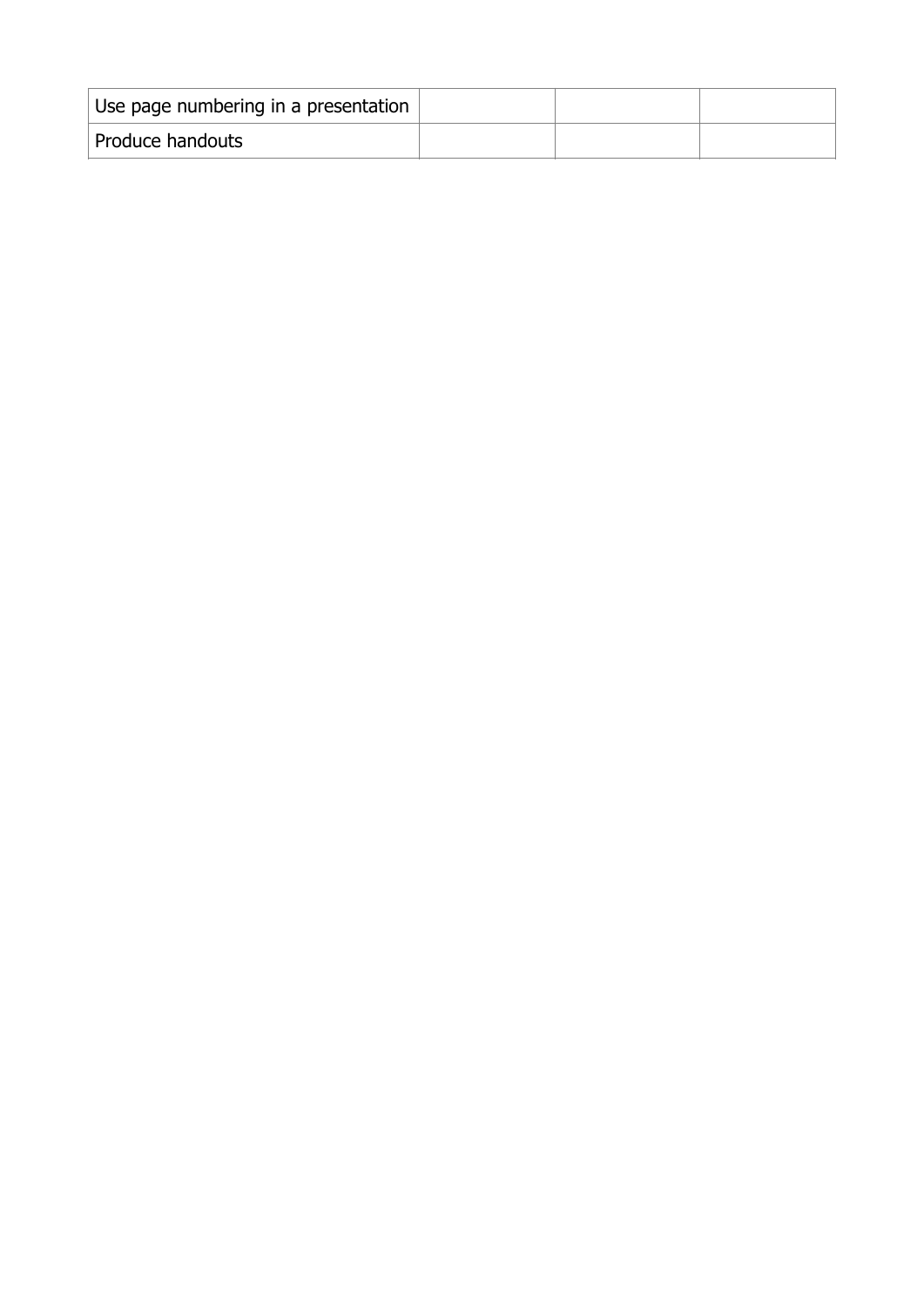| | | | |
|---|---|---|---|
| Use page numbering in a presentation | | | |
| Produce handouts | | | |